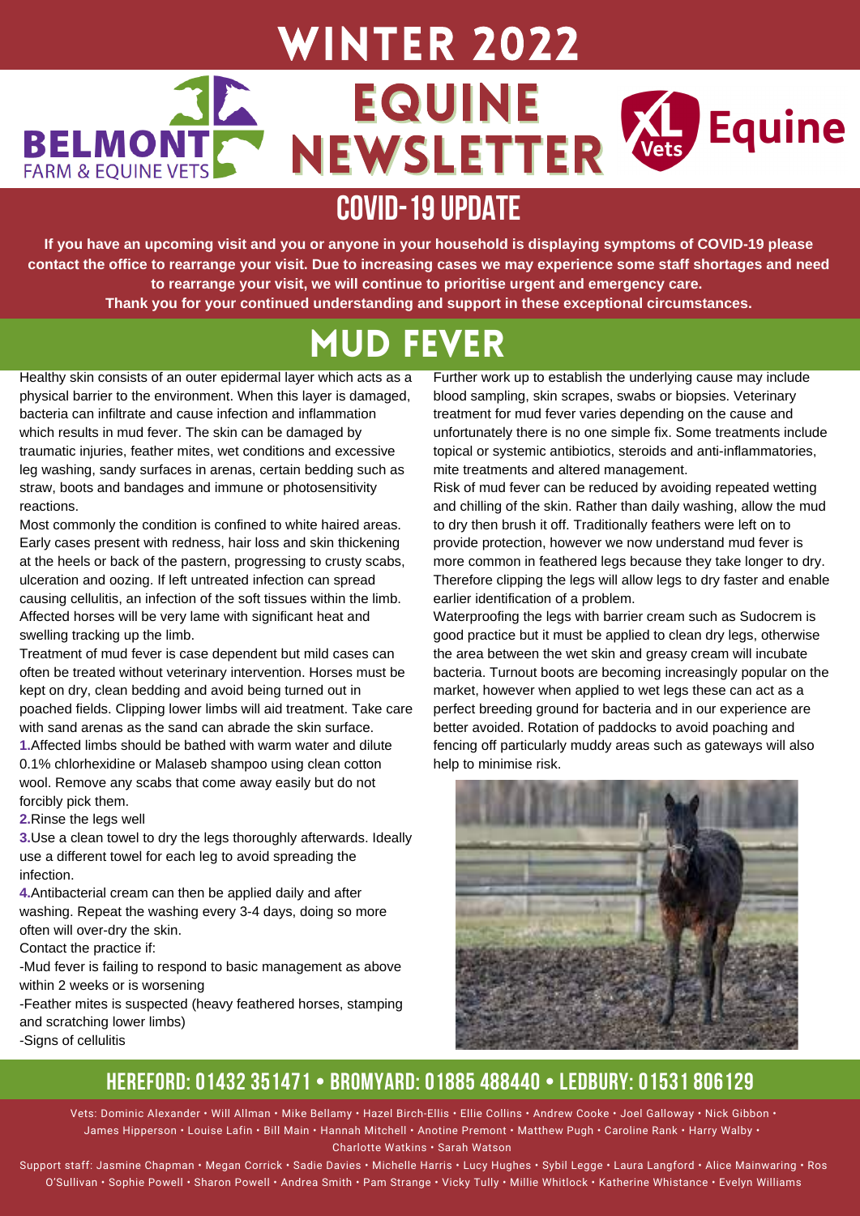# WINTER 2022

# EQUINE NEWSLETTER

BELMONT FARM & EQUINE VETS

XL Vets Equine

## COVID-19 UPDATE

**If you have an upcoming visit and you or anyone in your household is displaying symptoms of COVID-19 please contact the office to rearrange your visit. Due to increasing cases we may experience some staff shortages and need to rearrange your visit, we will continue to prioritise urgent and emergency care.**
**Thank you for your continued understanding and support in these exceptional circumstances.**

## MUD FEVER

Healthy skin consists of an outer epidermal layer which acts as a physical barrier to the environment. When this layer is damaged, bacteria can infiltrate and cause infection and inflammation which results in mud fever. The skin can be damaged by traumatic injuries, feather mites, wet conditions and excessive leg washing, sandy surfaces in arenas, certain bedding such as straw, boots and bandages and immune or photosensitivity reactions.

Most commonly the condition is confined to white haired areas. Early cases present with redness, hair loss and skin thickening at the heels or back of the pastern, progressing to crusty scabs, ulceration and oozing. If left untreated infection can spread causing cellulitis, an infection of the soft tissues within the limb. Affected horses will be very lame with significant heat and swelling tracking up the limb.

Treatment of mud fever is case dependent but mild cases can often be treated without veterinary intervention. Horses must be kept on dry, clean bedding and avoid being turned out in poached fields. Clipping lower limbs will aid treatment. Take care with sand arenas as the sand can abrade the skin surface.

1. Affected limbs should be bathed with warm water and dilute 0.1% chlorhexidine or Malaseb shampoo using clean cotton wool. Remove any scabs that come away easily but do not forcibly pick them.
2. Rinse the legs well
3. Use a clean towel to dry the legs thoroughly afterwards. Ideally use a different towel for each leg to avoid spreading the infection.
4. Antibacterial cream can then be applied daily and after washing. Repeat the washing every 3-4 days, doing so more often will over-dry the skin.

Contact the practice if:

- Mud fever is failing to respond to basic management as above within 2 weeks or is worsening
- Feather mites is suspected (heavy feathered horses, stamping and scratching lower limbs)
- Signs of cellulitis

Further work up to establish the underlying cause may include blood sampling, skin scrapes, swabs or biopsies. Veterinary treatment for mud fever varies depending on the cause and unfortunately there is no one simple fix. Some treatments include topical or systemic antibiotics, steroids and anti-inflammatories, mite treatments and altered management.

Risk of mud fever can be reduced by avoiding repeated wetting and chilling of the skin. Rather than daily washing, allow the mud to dry then brush it off. Traditionally feathers were left on to provide protection, however we now understand mud fever is more common in feathered legs because they take longer to dry. Therefore clipping the legs will allow legs to dry faster and enable earlier identification of a problem.

Waterproofing the legs with barrier cream such as Sudocrem is good practice but it must be applied to clean dry legs, otherwise the area between the wet skin and greasy cream will incubate bacteria. Turnout boots are becoming increasingly popular on the market, however when applied to wet legs these can act as a perfect breeding ground for bacteria and in our experience are better avoided. Rotation of paddocks to avoid poaching and fencing off particularly muddy areas such as gateways will also help to minimise risk.

## HEREFORD: 01432 351471 • BROMYARD: 01885 488440 • LEDBURY: 01531 806129

Vets: Dominic Alexander • Will Allman • Mike Bellamy • Hazel Birch-Ellis • Ellie Collins • Andrew Cooke • Joel Galloway • Nick Gibbon • James Hipperson • Louise Lafin • Bill Main • Hannah Mitchell • Anotine Premont • Matthew Pugh • Caroline Rank • Harry Walby • Charlotte Watkins • Sarah Watson

Support staff: Jasmine Chapman • Megan Corrick • Sadie Davies • Michelle Harris • Lucy Hughes • Sybil Legge • Laura Langford • Alice Mainwaring • Ros O'Sullivan • Sophie Powell • Sharon Powell • Andrea Smith • Pam Strange • Vicky Tully • Millie Whitlock • Katherine Whistance • Evelyn Williams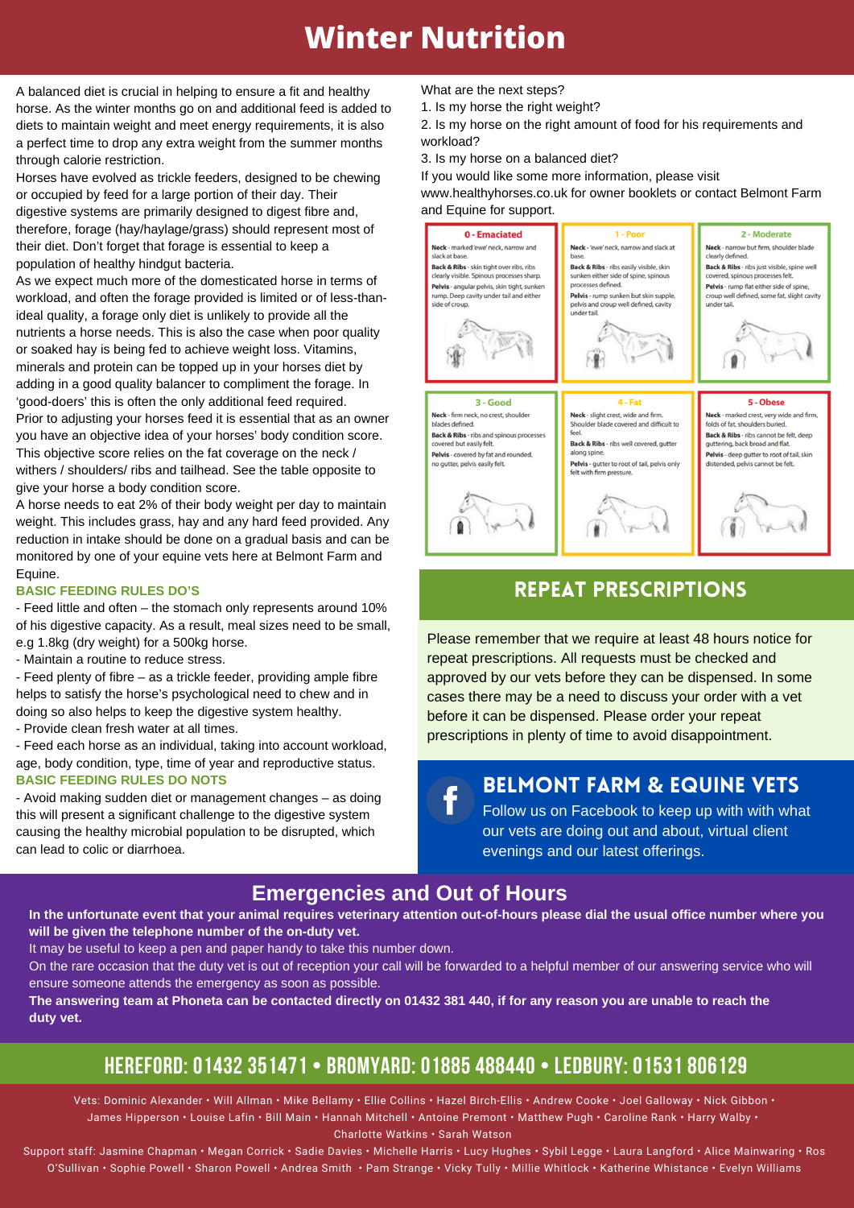# Winter Nutrition

A balanced diet is crucial in helping to ensure a fit and healthy horse. As the winter months go on and additional feed is added to diets to maintain weight and meet energy requirements, it is also a perfect time to drop any extra weight from the summer months through calorie restriction.

Horses have evolved as trickle feeders, designed to be chewing or occupied by feed for a large portion of their day. Their digestive systems are primarily designed to digest fibre and, therefore, forage (hay/haylage/grass) should represent most of their diet. Don't forget that forage is essential to keep a population of healthy hindgut bacteria.

As we expect much more of the domesticated horse in terms of workload, and often the forage provided is limited or of less-than-ideal quality, a forage only diet is unlikely to provide all the nutrients a horse needs. This is also the case when poor quality or soaked hay is being fed to achieve weight loss. Vitamins, minerals and protein can be topped up in your horses diet by adding in a good quality balancer to compliment the forage. In 'good-doers' this is often the only additional feed required.

Prior to adjusting your horses feed it is essential that as an owner you have an objective idea of your horses' body condition score. This objective score relies on the fat coverage on the neck / withers / shoulders/ ribs and tailhead. See the table opposite to give your horse a body condition score.

A horse needs to eat 2% of their body weight per day to maintain weight. This includes grass, hay and any hard feed provided. Any reduction in intake should be done on a gradual basis and can be monitored by one of your equine vets here at Belmont Farm and Equine.

**BASIC FEEDING RULES DO'S**

- Feed little and often – the stomach only represents around 10% of his digestive capacity. As a result, meal sizes need to be small, e.g 1.8kg (dry weight) for a 500kg horse.
- Maintain a routine to reduce stress.
- Feed plenty of fibre – as a trickle feeder, providing ample fibre helps to satisfy the horse's psychological need to chew and in doing so also helps to keep the digestive system healthy.
- Provide clean fresh water at all times.
- Feed each horse as an individual, taking into account workload, age, body condition, type, time of year and reproductive status.

**BASIC FEEDING RULES DO NOTS**

- Avoid making sudden diet or management changes – as doing this will present a significant challenge to the digestive system causing the healthy microbial population to be disrupted, which can lead to colic or diarrhoea.

What are the next steps?

1. Is my horse the right weight?
2. Is my horse on the right amount of food for his requirements and workload?
3. Is my horse on a balanced diet?

If you would like some more information, please visit www.healthyhorses.co.uk for owner booklets or contact Belmont Farm and Equine for support.

**0 - Emaciated**
**Neck** - marked 'ewe' neck, narrow and slack at base.
**Back & Ribs** - skin tight over ribs, ribs clearly visible. Spinous processes sharp.
**Pelvis** - angular pelvis, skin tight, sunken rump. Deep cavity under tail and either side of croup.

**1 - Poor**
**Neck** - 'ewe' neck, narrow and slack at base.
**Back & Ribs** - ribs easily visible, skin sunken either side of spine, spinous processes defined.
**Pelvis** - rump sunken but skin supple, pelvis and croup well defined, cavity under tail.

**2 - Moderate**
**Neck** - narrow but firm, shoulder blade clearly defined.
**Back & Ribs** - ribs just visible, spine well covered, spinous processes felt.
**Pelvis** - rump flat either side of spine, croup well defined, some fat, slight cavity under tail.

**3 - Good**
**Neck** - firm neck, no crest, shoulder blades defined.
**Back & Ribs** - ribs and spinous processes covered but easily felt.
**Pelvis** - covered by fat and rounded, no gutter, pelvis easily felt.

**4 - Fat**
**Neck** - slight crest, wide and firm. Shoulder blade covered and difficult to feel.
**Back & Ribs** - ribs well covered, gutter along spine.
**Pelvis** - gutter to root of tail, pelvis only felt with firm pressure.

**5 - Obese**
**Neck** - marked crest, very wide and firm, folds of fat, shoulders buried.
**Back & Ribs** - ribs cannot be felt, deep guttering, back broad and flat.
**Pelvis** - deep gutter to root of tail, skin distended, pelvis cannot be felt.

## REPEAT PRESCRIPTIONS

Please remember that we require at least 48 hours notice for repeat prescriptions. All requests must be checked and approved by our vets before they can be dispensed. In some cases there may be a need to discuss your order with a vet before it can be dispensed. Please order your repeat prescriptions in plenty of time to avoid disappointment.

## BELMONT FARM & EQUINE VETS

Follow us on Facebook to keep up with what our vets are doing out and about, virtual client evenings and our latest offerings.

## Emergencies and Out of Hours

**In the unfortunate event that your animal requires veterinary attention out-of-hours please dial the usual office number where you will be given the telephone number of the on-duty vet.**

It may be useful to keep a pen and paper handy to take this number down.

On the rare occasion that the duty vet is out of reception your call will be forwarded to a helpful member of our answering service who will ensure someone attends the emergency as soon as possible.

**The answering team at Phoneta can be contacted directly on 01432 381 440, if for any reason you are unable to reach the duty vet.**

## HEREFORD: 01432 351471 • BROMYARD: 01885 488440 • LEDBURY: 01531 806129

Vets: Dominic Alexander • Will Allman • Mike Bellamy • Ellie Collins • Hazel Birch-Ellis • Andrew Cooke • Joel Galloway • Nick Gibbon • James Hipperson • Louise Lafin • Bill Main • Hannah Mitchell • Antoine Premont • Matthew Pugh • Caroline Rank • Harry Walby • Charlotte Watkins • Sarah Watson

Support staff: Jasmine Chapman • Megan Corrick • Sadie Davies • Michelle Harris • Lucy Hughes • Sybil Legge • Laura Langford • Alice Mainwaring • Ros O'Sullivan • Sophie Powell • Sharon Powell • Andrea Smith • Pam Strange • Vicky Tully • Millie Whitlock • Katherine Whistance • Evelyn Williams